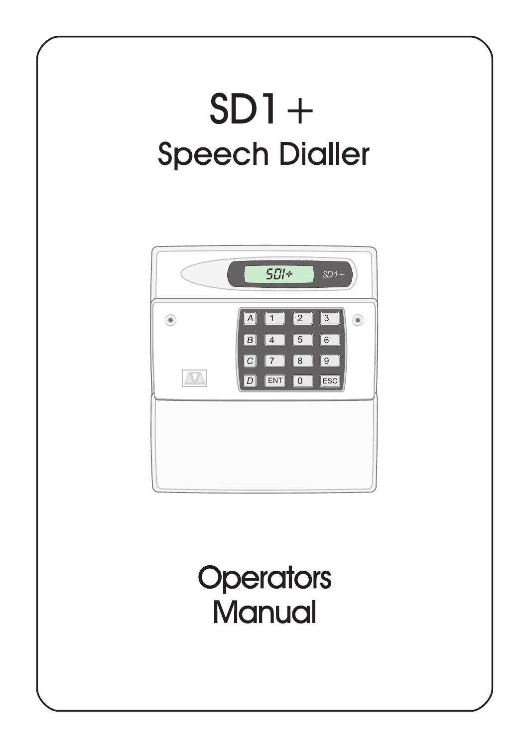# SD1+

## Speech Dialler

# Operators Manual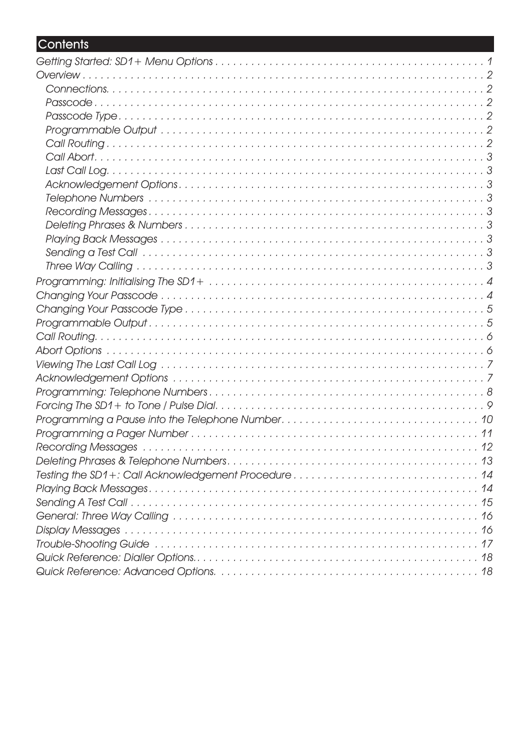## Contents

*Getting Started: SD1+ Menu Options . . . . . . . . . . . . . . . . . . . . . . . . . . . . . . . . . . . . . . . . . . . . . 1*
*Overview . . . . . . . . . . . . . . . . . . . . . . . . . . . . . . . . . . . . . . . . . . . . . . . . . . . . . . . . . . . . . . . 2*
- *Connections. . . . . . . . . . . . . . . . . . . . . . . . . . . . . . . . . . . . . . . . . . . . . . . . . . . . . . . . . . 2*
- *Passcode . . . . . . . . . . . . . . . . . . . . . . . . . . . . . . . . . . . . . . . . . . . . . . . . . . . . . . . . . . . 2*
- *Passcode Type . . . . . . . . . . . . . . . . . . . . . . . . . . . . . . . . . . . . . . . . . . . . . . . . . . . . . . . 2*
- *Programmable Output . . . . . . . . . . . . . . . . . . . . . . . . . . . . . . . . . . . . . . . . . . . . . . . . . . 2*
- *Call Routing . . . . . . . . . . . . . . . . . . . . . . . . . . . . . . . . . . . . . . . . . . . . . . . . . . . . . . . . . 2*
- *Call Abort. . . . . . . . . . . . . . . . . . . . . . . . . . . . . . . . . . . . . . . . . . . . . . . . . . . . . . . . . . . 3*
- *Last Call Log. . . . . . . . . . . . . . . . . . . . . . . . . . . . . . . . . . . . . . . . . . . . . . . . . . . . . . . . . 3*
- *Acknowledgement Options . . . . . . . . . . . . . . . . . . . . . . . . . . . . . . . . . . . . . . . . . . . . . . . 3*
- *Telephone Numbers . . . . . . . . . . . . . . . . . . . . . . . . . . . . . . . . . . . . . . . . . . . . . . . . . . . 3*
- *Recording Messages . . . . . . . . . . . . . . . . . . . . . . . . . . . . . . . . . . . . . . . . . . . . . . . . . . . 3*
- *Deleting Phrases & Numbers . . . . . . . . . . . . . . . . . . . . . . . . . . . . . . . . . . . . . . . . . . . . . 3*
- *Playing Back Messages . . . . . . . . . . . . . . . . . . . . . . . . . . . . . . . . . . . . . . . . . . . . . . . . . 3*
- *Sending a Test Call . . . . . . . . . . . . . . . . . . . . . . . . . . . . . . . . . . . . . . . . . . . . . . . . . . . 3*
- *Three Way Calling . . . . . . . . . . . . . . . . . . . . . . . . . . . . . . . . . . . . . . . . . . . . . . . . . . . . 3*

*Programming: Initialising The SD1+ . . . . . . . . . . . . . . . . . . . . . . . . . . . . . . . . . . . . . . . . . . . 4*
*Changing Your Passcode . . . . . . . . . . . . . . . . . . . . . . . . . . . . . . . . . . . . . . . . . . . . . . . . . . 4*
*Changing Your Passcode Type . . . . . . . . . . . . . . . . . . . . . . . . . . . . . . . . . . . . . . . . . . . . . . 5*
*Programmable Output . . . . . . . . . . . . . . . . . . . . . . . . . . . . . . . . . . . . . . . . . . . . . . . . . . . . 5*
*Call Routing. . . . . . . . . . . . . . . . . . . . . . . . . . . . . . . . . . . . . . . . . . . . . . . . . . . . . . . . . . . 6*
*Abort Options . . . . . . . . . . . . . . . . . . . . . . . . . . . . . . . . . . . . . . . . . . . . . . . . . . . . . . . . . . 6*
*Viewing The Last Call Log . . . . . . . . . . . . . . . . . . . . . . . . . . . . . . . . . . . . . . . . . . . . . . . . . 7*
*Acknowledgement Options . . . . . . . . . . . . . . . . . . . . . . . . . . . . . . . . . . . . . . . . . . . . . . . . . 7*
*Programming: Telephone Numbers . . . . . . . . . . . . . . . . . . . . . . . . . . . . . . . . . . . . . . . . . . . 8*
*Forcing The SD1+ to Tone / Pulse Dial. . . . . . . . . . . . . . . . . . . . . . . . . . . . . . . . . . . . . . . . 9*
*Programming a Pause into the Telephone Number. . . . . . . . . . . . . . . . . . . . . . . . . . . . . . . . 10*
*Programming a Pager Number . . . . . . . . . . . . . . . . . . . . . . . . . . . . . . . . . . . . . . . . . . . . . . 11*
*Recording Messages . . . . . . . . . . . . . . . . . . . . . . . . . . . . . . . . . . . . . . . . . . . . . . . . . . . . 12*
*Deleting Phrases & Telephone Numbers. . . . . . . . . . . . . . . . . . . . . . . . . . . . . . . . . . . . . . . 13*
*Testing the SD1+: Call Acknowledgement Procedure . . . . . . . . . . . . . . . . . . . . . . . . . . . . . . 14*
*Playing Back Messages. . . . . . . . . . . . . . . . . . . . . . . . . . . . . . . . . . . . . . . . . . . . . . . . . . . 14*
*Sending A Test Call . . . . . . . . . . . . . . . . . . . . . . . . . . . . . . . . . . . . . . . . . . . . . . . . . . . . . 15*
*General: Three Way Calling . . . . . . . . . . . . . . . . . . . . . . . . . . . . . . . . . . . . . . . . . . . . . . . 16*
*Display Messages . . . . . . . . . . . . . . . . . . . . . . . . . . . . . . . . . . . . . . . . . . . . . . . . . . . . . . 16*
*Trouble-Shooting Guide . . . . . . . . . . . . . . . . . . . . . . . . . . . . . . . . . . . . . . . . . . . . . . . . . . 17*
*Quick Reference: Dialler Options.. . . . . . . . . . . . . . . . . . . . . . . . . . . . . . . . . . . . . . . . . . . . 18*
*Quick Reference: Advanced Options. . . . . . . . . . . . . . . . . . . . . . . . . . . . . . . . . . . . . . . . . . 18*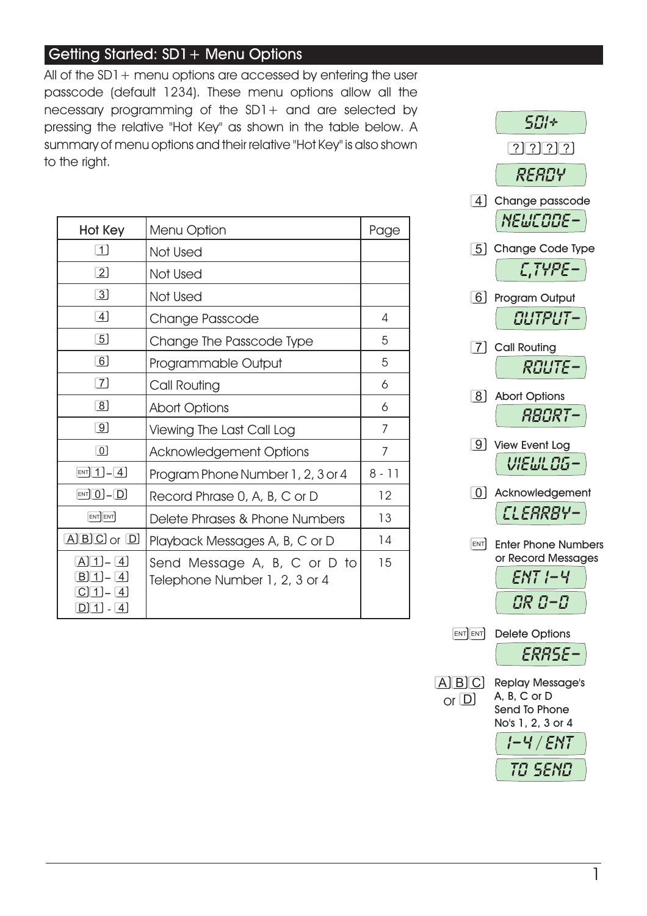## Getting Started: SD1+ Menu Options

All of the SD1+ menu options are accessed by entering the user passcode (default 1234). These menu options allow all the necessary programming of the SD1+ and are selected by pressing the relative "Hot Key" as shown in the table below. A summary of menu options and their relative "Hot Key" is also shown to the right.

| Hot Key | Menu Option | Page |
|---|---|---|
| 1 | Not Used | |
| 2 | Not Used | |
| 3 | Not Used | |
| 4 | Change Passcode | 4 |
| 5 | Change The Passcode Type | 5 |
| 6 | Programmable Output | 5 |
| 7 | Call Routing | 6 |
| 8 | Abort Options | 6 |
| 9 | Viewing The Last Call Log | 7 |
| 0 | Acknowledgement Options | 7 |
| ENT 1 – 4 | Program Phone Number 1, 2, 3 or 4 | 8 - 11 |
| ENT 0 – D | Record Phrase 0, A, B, C or D | 12 |
| ENT ENT | Delete Phrases & Phone Numbers | 13 |
| A B C or D | Playback Messages A, B, C or D | 14 |
| A 1 – 4<br>B 1 – 4<br>C 1 – 4<br>D 1 - 4 | Send Message A, B, C or D to Telephone Number 1, 2, 3 or 4 | 15 |

SD1+

? ? ? ?

READY

4 Change passcode

NEWCODE-

5 Change Code Type

C,TYPE-

6 Program Output

OUTPUT-

7 Call Routing

ROUTE-

8 Abort Options

ABORT-

9 View Event Log

VIEWLOG-

0 Acknowledgement

CLEARBY-

ENT Enter Phone Numbers or Record Messages

ENT 1-4

OR 0-D

ENT ENT Delete Options

ERASE-

A B C or D Replay Message's A, B, C or D Send To Phone No's 1, 2, 3 or 4

1-4 / ENT

TO SEND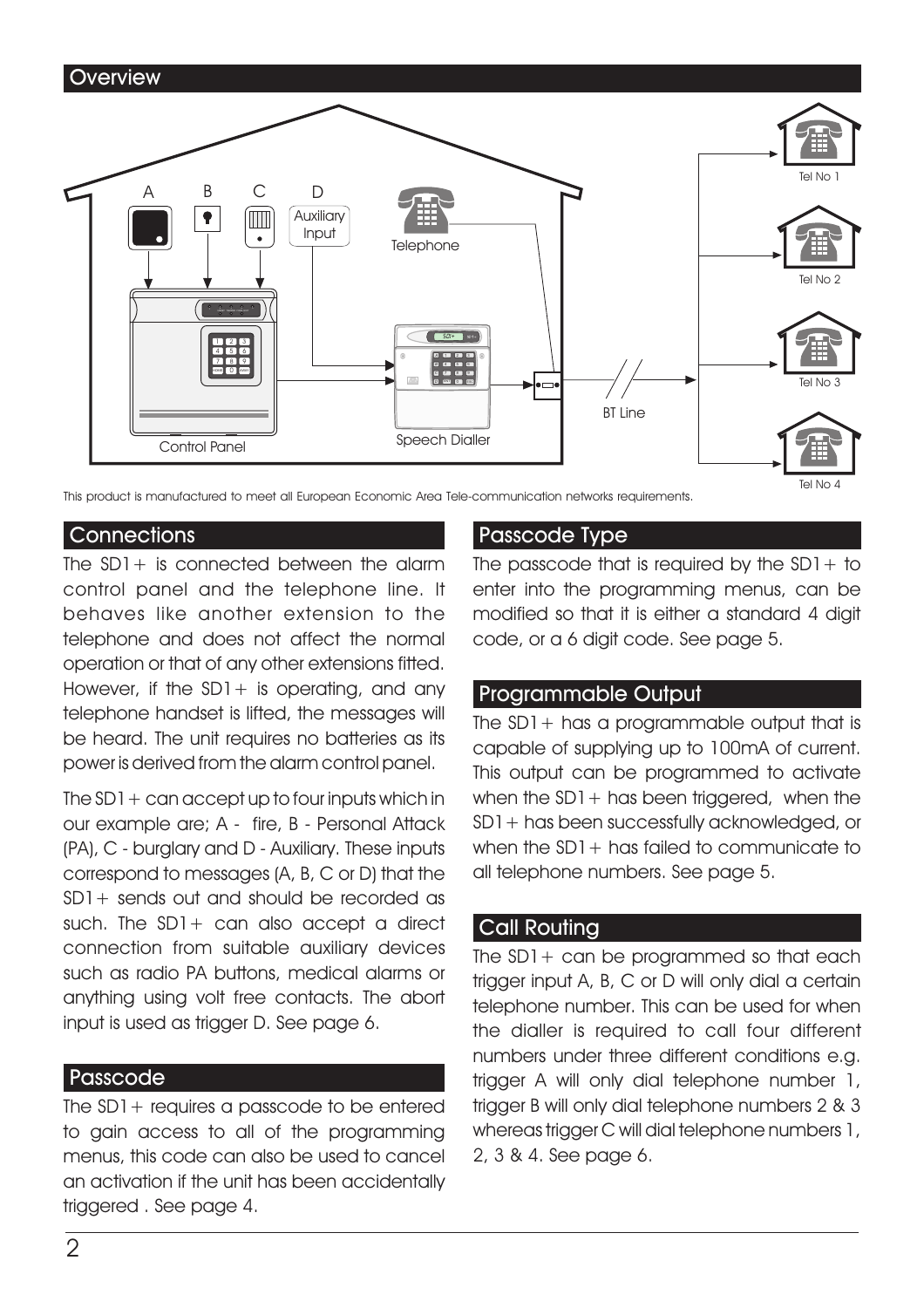## Overview

This product is manufactured to meet all European Economic Area Tele-communication networks requirements.

## Connections

The SD1+ is connected between the alarm control panel and the telephone line. It behaves like another extension to the telephone and does not affect the normal operation or that of any other extensions fitted. However, if the SD1+ is operating, and any telephone handset is lifted, the messages will be heard. The unit requires no batteries as its power is derived from the alarm control panel.

The SD1+ can accept up to four inputs which in our example are; A - fire, B - Personal Attack (PA), C - burglary and D - Auxiliary. These inputs correspond to messages (A, B, C or D) that the SD1+ sends out and should be recorded as such. The SD1+ can also accept a direct connection from suitable auxiliary devices such as radio PA buttons, medical alarms or anything using volt free contacts. The abort input is used as trigger D. See page 6.

## Passcode

The SD1+ requires a passcode to be entered to gain access to all of the programming menus, this code can also be used to cancel an activation if the unit has been accidentally triggered . See page 4.

## Passcode Type

The passcode that is required by the SD1+ to enter into the programming menus, can be modified so that it is either a standard 4 digit code, or a 6 digit code. See page 5.

## Programmable Output

The SD1+ has a programmable output that is capable of supplying up to 100mA of current. This output can be programmed to activate when the SD1+ has been triggered, when the SD1+ has been successfully acknowledged, or when the SD1+ has failed to communicate to all telephone numbers. See page 5.

## Call Routing

The SD1+ can be programmed so that each trigger input A, B, C or D will only dial a certain telephone number. This can be used for when the dialler is required to call four different numbers under three different conditions e.g. trigger A will only dial telephone number 1, trigger B will only dial telephone numbers 2 & 3 whereas trigger C will dial telephone numbers 1, 2, 3 & 4. See page 6.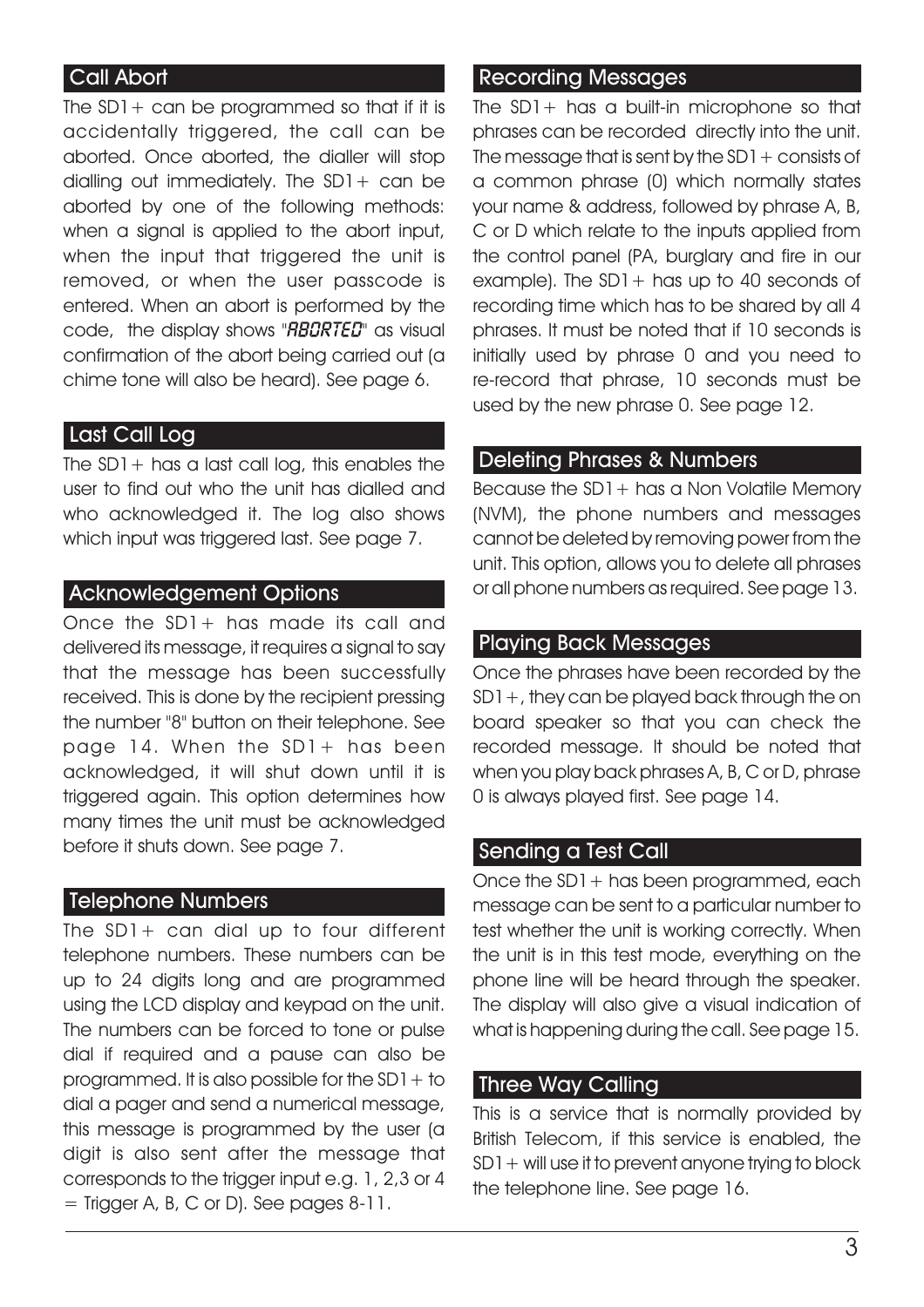## Call Abort

The SD1+ can be programmed so that if it is accidentally triggered, the call can be aborted. Once aborted, the dialler will stop dialling out immediately. The SD1+ can be aborted by one of the following methods: when a signal is applied to the abort input, when the input that triggered the unit is removed, or when the user passcode is entered. When an abort is performed by the code, the display shows "ABORTED" as visual confirmation of the abort being carried out (a chime tone will also be heard). See page 6.

## Last Call Log

The SD1+ has a last call log, this enables the user to find out who the unit has dialled and who acknowledged it. The log also shows which input was triggered last. See page 7.

## Acknowledgement Options

Once the SD1+ has made its call and delivered its message, it requires a signal to say that the message has been successfully received. This is done by the recipient pressing the number "8" button on their telephone. See page 14. When the SD1+ has been acknowledged, it will shut down until it is triggered again. This option determines how many times the unit must be acknowledged before it shuts down. See page 7.

## Telephone Numbers

The SD1+ can dial up to four different telephone numbers. These numbers can be up to 24 digits long and are programmed using the LCD display and keypad on the unit. The numbers can be forced to tone or pulse dial if required and a pause can also be programmed. It is also possible for the SD1+ to dial a pager and send a numerical message, this message is programmed by the user (a digit is also sent after the message that corresponds to the trigger input e.g. 1, 2,3 or 4 = Trigger A, B, C or D). See pages 8-11.

## Recording Messages

The SD1+ has a built-in microphone so that phrases can be recorded directly into the unit. The message that is sent by the SD1+ consists of a common phrase (0) which normally states your name & address, followed by phrase A, B, C or D which relate to the inputs applied from the control panel (PA, burglary and fire in our example). The SD1+ has up to 40 seconds of recording time which has to be shared by all 4 phrases. It must be noted that if 10 seconds is initially used by phrase 0 and you need to re-record that phrase, 10 seconds must be used by the new phrase 0. See page 12.

## Deleting Phrases & Numbers

Because the SD1+ has a Non Volatile Memory (NVM), the phone numbers and messages cannot be deleted by removing power from the unit. This option, allows you to delete all phrases or all phone numbers as required. See page 13.

## Playing Back Messages

Once the phrases have been recorded by the SD1+, they can be played back through the on board speaker so that you can check the recorded message. It should be noted that when you play back phrases A, B, C or D, phrase 0 is always played first. See page 14.

## Sending a Test Call

Once the SD1+ has been programmed, each message can be sent to a particular number to test whether the unit is working correctly. When the unit is in this test mode, everything on the phone line will be heard through the speaker. The display will also give a visual indication of what is happening during the call. See page 15.

## Three Way Calling

This is a service that is normally provided by British Telecom, if this service is enabled, the SD1+ will use it to prevent anyone trying to block the telephone line. See page 16.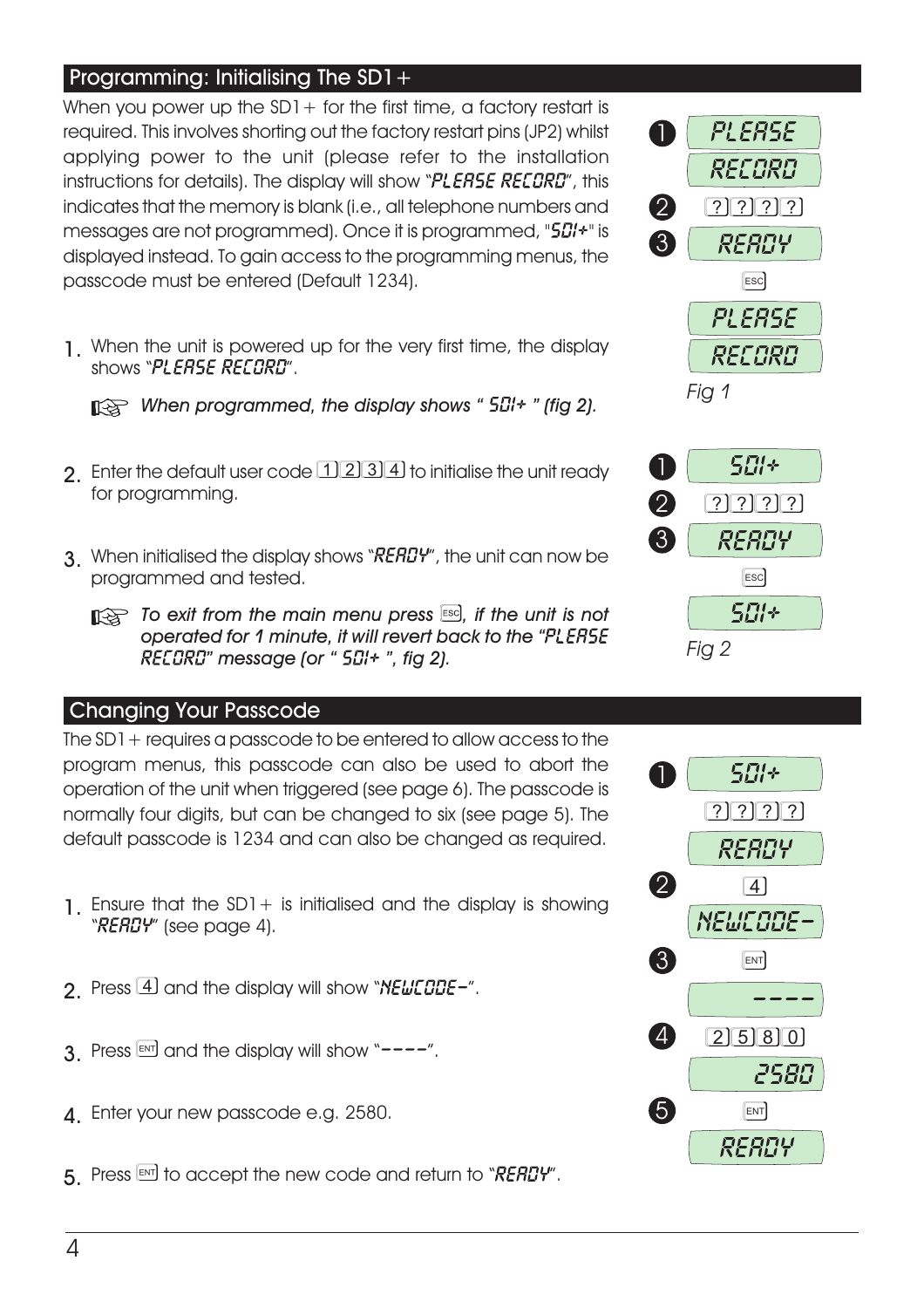## Programming: Initialising The SD1+

When you power up the SD1+ for the first time, a factory restart is required. This involves shorting out the factory restart pins (JP2) whilst applying power to the unit (please refer to the installation instructions for details). The display will show "PLEASE RECORD", this indicates that the memory is blank (i.e., all telephone numbers and messages are not programmed). Once it is programmed, "SD1+" is displayed instead. To gain access to the programming menus, the passcode must be entered (Default 1234).

1. When the unit is powered up for the very first time, the display shows "PLEASE RECORD".

   ☞ *When programmed, the display shows " SD1+ " (fig 2).*

2. Enter the default user code [1][2][3][4] to initialise the unit ready for programming.

3. When initialised the display shows "READY", the unit can now be programmed and tested.

   ☞ *To exit from the main menu press [ESC], if the unit is not operated for 1 minute, it will revert back to the "PLEASE RECORD" message (or " SD1+ ", fig 2).*

❶ PLEASE RECORD
❷ [?][?][?][?]
❸ READY
[ESC]
PLEASE RECORD

*Fig 1*

❶ SD1+
❷ [?][?][?][?]
❸ READY
[ESC]
SD1+

*Fig 2*

## Changing Your Passcode

The SD1+ requires a passcode to be entered to allow access to the program menus, this passcode can also be used to abort the operation of the unit when triggered (see page 6). The passcode is normally four digits, but can be changed to six (see page 5). The default passcode is 1234 and can also be changed as required.

1. Ensure that the SD1+ is initialised and the display is showing "READY" (see page 4).

2. Press [4] and the display will show "NEWCODE-".

3. Press [ENT] and the display will show "----".

4. Enter your new passcode e.g. 2580.

5. Press [ENT] to accept the new code and return to "READY".

❶ SD1+
[?][?][?][?]
READY
❷ [4]
NEWCODE-
❸ [ENT]
----
❹ [2][5][8][0]
2580
❺ [ENT]
READY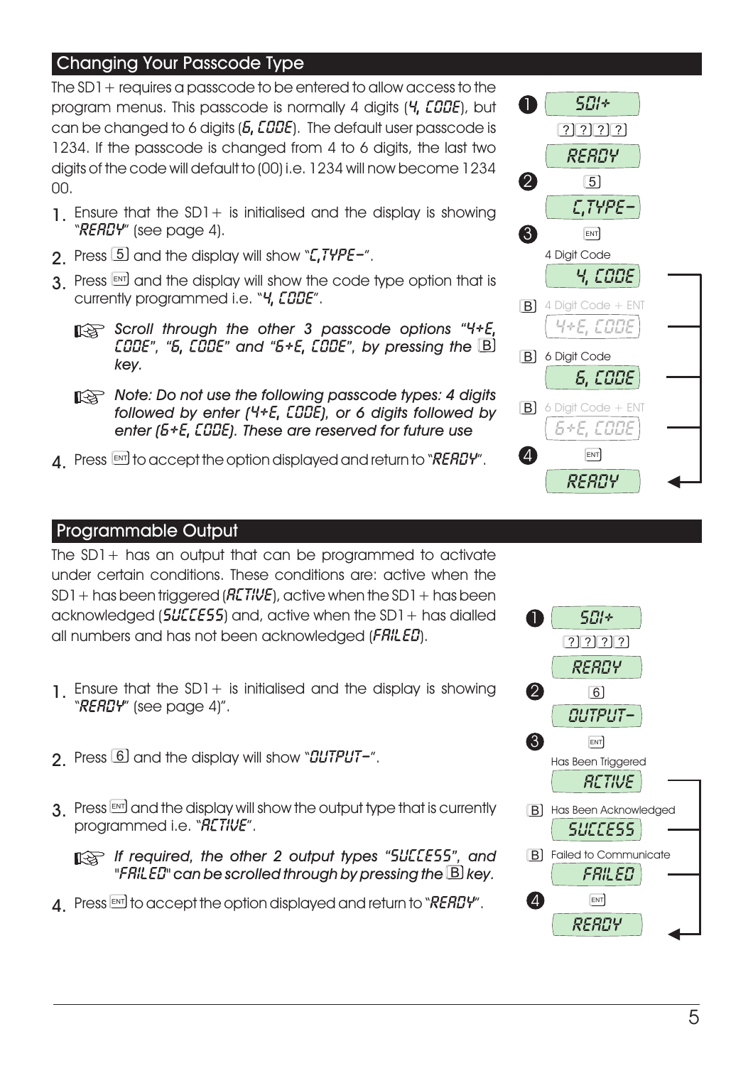## Changing Your Passcode Type

The SD1+ requires a passcode to be entered to allow access to the program menus. This passcode is normally 4 digits (4, CODE), but can be changed to 6 digits (6, CODE). The default user passcode is 1234. If the passcode is changed from 4 to 6 digits, the last two digits of the code will default to (00) i.e. 1234 will now become 1234 00.

1. Ensure that the SD1+ is initialised and the display is showing "READY" (see page 4).
2. Press [5] and the display will show "C,TYPE-".
3. Press [ENT] and the display will show the code type option that is currently programmed i.e. "4, CODE".

   ☞ *Scroll through the other 3 passcode options "4+E, CODE", "6, CODE" and "6+E, CODE", by pressing the [B] key.*

   ☞ *Note: Do not use the following passcode types: 4 digits followed by enter (4+E, CODE), or 6 digits followed by enter (6+E, CODE). These are reserved for future use*

4. Press [ENT] to accept the option displayed and return to "READY".

❶ SD1+
[?][?][?][?]
READY
❷ [5]
C,TYPE-
❸ [ENT]
4 Digit Code
4, CODE
[B] 4 Digit Code + ENT
4+E, CODE
[B] 6 Digit Code
6, CODE
[B] 6 Digit Code + ENT
6+E, CODE
❹ [ENT]
READY

## Programmable Output

The SD1+ has an output that can be programmed to activate under certain conditions. These conditions are: active when the SD1+ has been triggered (ACTIVE), active when the SD1+ has been acknowledged (SUCCESS) and, active when the SD1+ has dialled all numbers and has not been acknowledged (FAILED).

1. Ensure that the SD1+ is initialised and the display is showing "READY" (see page 4)".
2. Press [6] and the display will show "OUTPUT-".
3. Press [ENT] and the display will show the output type that is currently programmed i.e. "ACTIVE".

   ☞ *If required, the other 2 output types "SUCCESS", and "FAILED" can be scrolled through by pressing the [B] key.*

4. Press [ENT] to accept the option displayed and return to "READY".

❶ SD1+
[?][?][?][?]
READY
❷ [6]
OUTPUT-
❸ [ENT]
Has Been Triggered
ACTIVE
[B] Has Been Acknowledged
SUCCESS
[B] Failed to Communicate
FAILED
❹ [ENT]
READY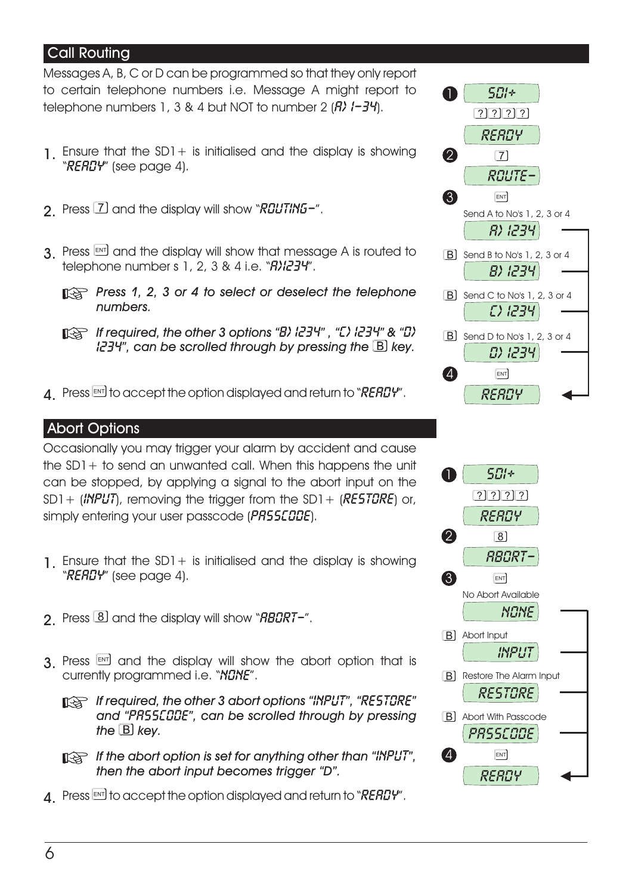## Call Routing

Messages A, B, C or D can be programmed so that they only report to certain telephone numbers i.e. Message A might report to telephone numbers 1, 3 & 4 but NOT to number 2 (A) 1-34).

1. Ensure that the SD1+ is initialised and the display is showing "READY" (see page 4).

2. Press [7] and the display will show "ROUTING-".

3. Press [ENT] and the display will show that message A is routed to telephone number s 1, 2, 3 & 4 i.e. "A)1234".

   ☞ *Press 1, 2, 3 or 4 to select or deselect the telephone numbers.*

   ☞ *If required, the other 3 options "B) 1234" , "C) 1234" & "D) 1234", can be scrolled through by pressing the [B] key.*

4. Press [ENT] to accept the option displayed and return to "READY".

1. SD1+
   [?][?][?][?]
   READY
2. [7]
   ROUTE-
3. [ENT]
   Send A to No's 1, 2, 3 or 4
   A) 1234
   [B] Send B to No's 1, 2, 3 or 4
   B) 1234
   [B] Send C to No's 1, 2, 3 or 4
   C) 1234
   [B] Send D to No's 1, 2, 3 or 4
   D) 1234
4. [ENT]
   READY

## Abort Options

Occasionally you may trigger your alarm by accident and cause the SD1+ to send an unwanted call. When this happens the unit can be stopped, by applying a signal to the abort input on the SD1+ (INPUT), removing the trigger from the SD1+ (RESTORE) or, simply entering your user passcode (PASSCODE).

1. Ensure that the SD1+ is initialised and the display is showing "READY" (see page 4).

2. Press [8] and the display will show "ABORT-".

3. Press [ENT] and the display will show the abort option that is currently programmed i.e. "NONE".

   ☞ *If required, the other 3 abort options "INPUT", "RESTORE" and "PASSCODE", can be scrolled through by pressing the [B] key.*

   ☞ *If the abort option is set for anything other than "INPUT", then the abort input becomes trigger "D".*

4. Press [ENT] to accept the option displayed and return to "READY".

1. SD1+
   [?][?][?][?]
   READY
2. [8]
   ABORT-
3. [ENT]
   No Abort Available
   NONE
   [B] Abort Input
   INPUT
   [B] Restore The Alarm Input
   RESTORE
   [B] Abort With Passcode
   PASSCODE
4. [ENT]
   READY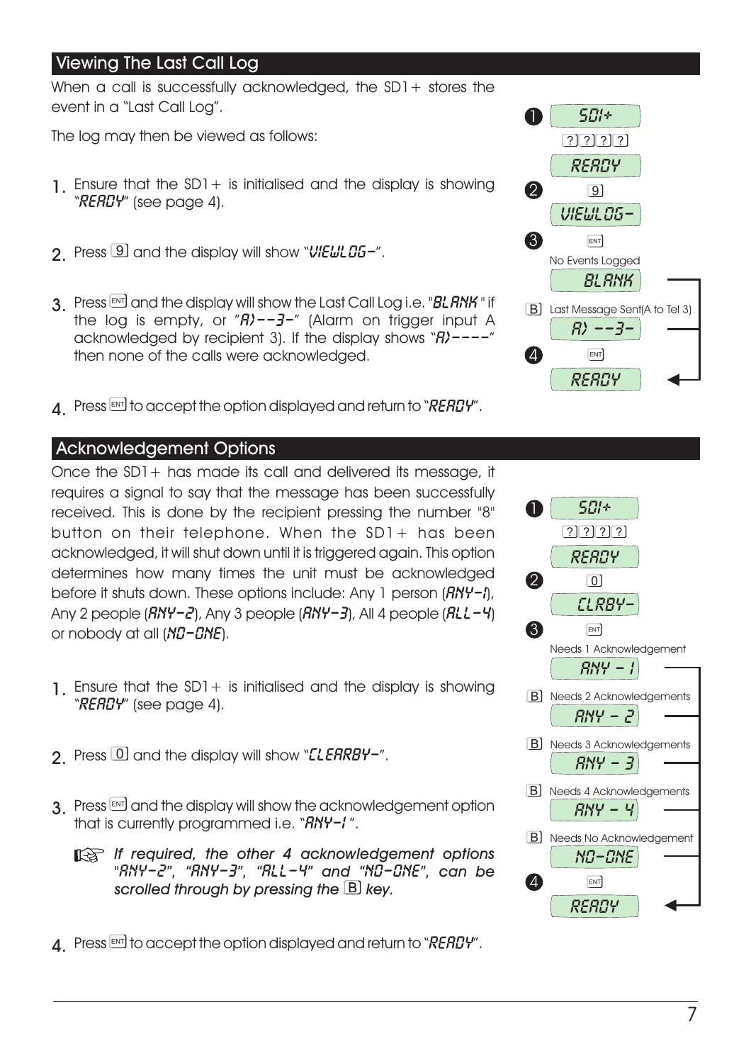## Viewing The Last Call Log

When a call is successfully acknowledged, the SD1+ stores the event in a "Last Call Log".

The log may then be viewed as follows:

1. Ensure that the SD1+ is initialised and the display is showing "READY" (see page 4).
2. Press [9] and the display will show "VIEWLOG-".
3. Press [ENT] and the display will show the Last Call Log i.e. "BLANK" if the log is empty, or "A)--3-" (Alarm on trigger input A acknowledged by recipient 3). If the display shows "A)----" then none of the calls were acknowledged.
4. Press [ENT] to accept the option displayed and return to "READY".

❶ SD1+
[?][?][?][?]
READY

❷ [9]
VIEWLOG-

❸ [ENT]
No Events Logged
BLANK

[B] Last Message Sent(A to Tel 3)
A) --3-

❹ [ENT]
READY

## Acknowledgement Options

Once the SD1+ has made its call and delivered its message, it requires a signal to say that the message has been successfully received. This is done by the recipient pressing the number "8" button on their telephone. When the SD1+ has been acknowledged, it will shut down until it is triggered again. This option determines how many times the unit must be acknowledged before it shuts down. These options include: Any 1 person (ANY-1), Any 2 people (ANY-2), Any 3 people (ANY-3), All 4 people (ALL-4) or nobody at all (NO-ONE).

1. Ensure that the SD1+ is initialised and the display is showing "READY" (see page 4).
2. Press [0] and the display will show "CLEARBY-".
3. Press [ENT] and the display will show the acknowledgement option that is currently programmed i.e. "ANY-1".

   ☞ *If required, the other 4 acknowledgement options "ANY-2", "ANY-3", "ALL-4" and "NO-ONE", can be scrolled through by pressing the [B] key.*

4. Press [ENT] to accept the option displayed and return to "READY".

❶ SD1+
[?][?][?][?]
READY

❷ [0]
CLRBY-

❸ [ENT]
Needs 1 Acknowledgement
ANY - 1

[B] Needs 2 Acknowledgements
ANY - 2

[B] Needs 3 Acknowledgements
ANY - 3

[B] Needs 4 Acknowledgements
ANY - 4

[B] Needs No Acknowledgement
NO-ONE

❹ [ENT]
READY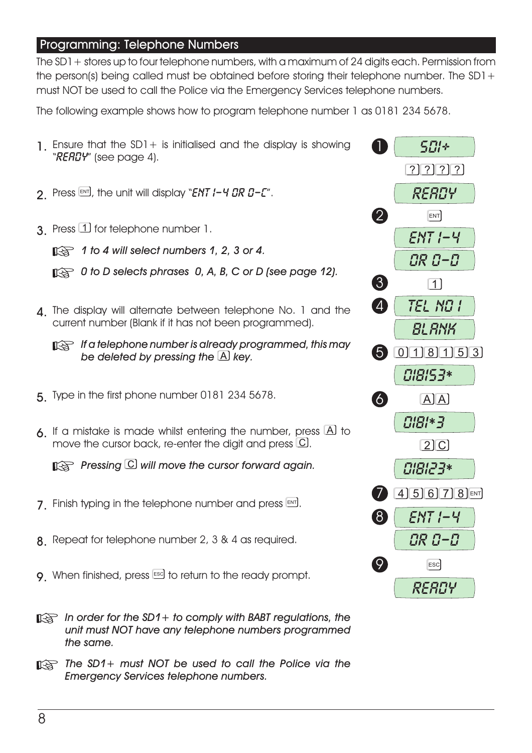## Programming: Telephone Numbers

The SD1+ stores up to four telephone numbers, with a maximum of 24 digits each. Permission from the person(s) being called must be obtained before storing their telephone number. The SD1+ must NOT be used to call the Police via the Emergency Services telephone numbers.

The following example shows how to program telephone number 1 as 0181 234 5678.

1. Ensure that the SD1+ is initialised and the display is showing "READY" (see page 4).

2. Press [ENT], the unit will display "ENT 1-4 OR 0-C".

3. Press [1] for telephone number 1.

   ☞ *1 to 4 will select numbers 1, 2, 3 or 4.*

   ☞ *0 to D selects phrases 0, A, B, C or D (see page 12).*

4. The display will alternate between telephone No. 1 and the current number (Blank if it has not been programmed).

   ☞ *If a telephone number is already programmed, this may be deleted by pressing the [A] key.*

5. Type in the first phone number 0181 234 5678.

6. If a mistake is made whilst entering the number, press [A] to move the cursor back, re-enter the digit and press [C].

   ☞ *Pressing [C] will move the cursor forward again.*

7. Finish typing in the telephone number and press [ENT].

8. Repeat for telephone number 2, 3 & 4 as required.

9. When finished, press [ESC] to return to the ready prompt.

| Step | Keys | Display |
|---|---|---|
| 1 | [?][?][?][?] | SD1+ / READY |
| 2 | [ENT] | ENT 1-4 / OR 0-D |
| 3 | [1] | |
| 4 | | TEL NO 1 / BLANK |
| 5 | [0][1][8][1][5][3] | 018153* |
| 6 | [A][A] | 0181*3 |
| | [2][C] | 018123* |
| 7 | [4][5][6][7][8][ENT] | |
| 8 | | ENT 1-4 / OR 0-D |
| 9 | [ESC] | READY |

☞ *In order for the SD1+ to comply with BABT regulations, the unit must NOT have any telephone numbers programmed the same.*

☞ *The SD1+ must NOT be used to call the Police via the Emergency Services telephone numbers.*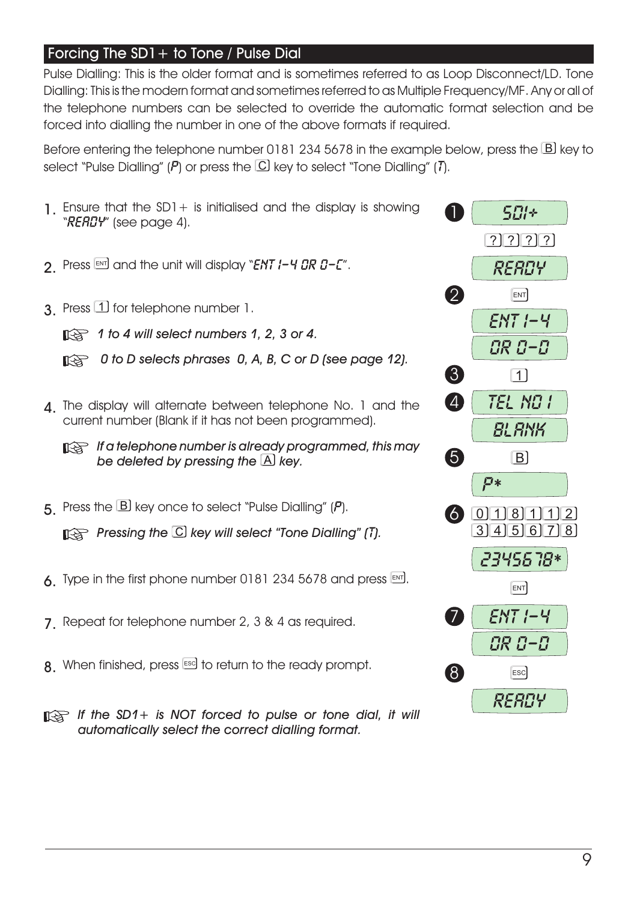## Forcing The SD1+ to Tone / Pulse Dial

Pulse Dialling: This is the older format and is sometimes referred to as Loop Disconnect/LD. Tone Dialling: This is the modern format and sometimes referred to as Multiple Frequency/MF. Any or all of the telephone numbers can be selected to override the automatic format selection and be forced into dialling the number in one of the above formats if required.

Before entering the telephone number 0181 234 5678 in the example below, press the [B] key to select "Pulse Dialling" (P) or press the [C] key to select "Tone Dialling" (T).

1. Ensure that the SD1+ is initialised and the display is showing "READY" (see page 4).
2. Press [ENT] and the unit will display "ENT 1-4 OR 0-C".
3. Press [1] for telephone number 1.

   *1 to 4 will select numbers 1, 2, 3 or 4.*

   *0 to D selects phrases 0, A, B, C or D (see page 12).*

4. The display will alternate between telephone No. 1 and the current number (Blank if it has not been programmed).

   *If a telephone number is already programmed, this may be deleted by pressing the [A] key.*

5. Press the [B] key once to select "Pulse Dialling" (P).

   *Pressing the [C] key will select "Tone Dialling" (T).*

6. Type in the first phone number 0181 234 5678 and press [ENT].
7. Repeat for telephone number 2, 3 & 4 as required.
8. When finished, press [ESC] to return to the ready prompt.

*If the SD1+ is NOT forced to pulse or tone dial, it will automatically select the correct dialling format.*

1. SD1+ → [?][?][?][?] → READY
2. [ENT] → ENT 1-4 / OR 0-D
3. [1]
4. TEL NO 1 / BLANK
5. [B] → P*
6. [0][1][8][1][1][2][3][4][5][6][7][8] → 2345678* → [ENT]
7. ENT 1-4 / OR 0-D
8. [ESC] → READY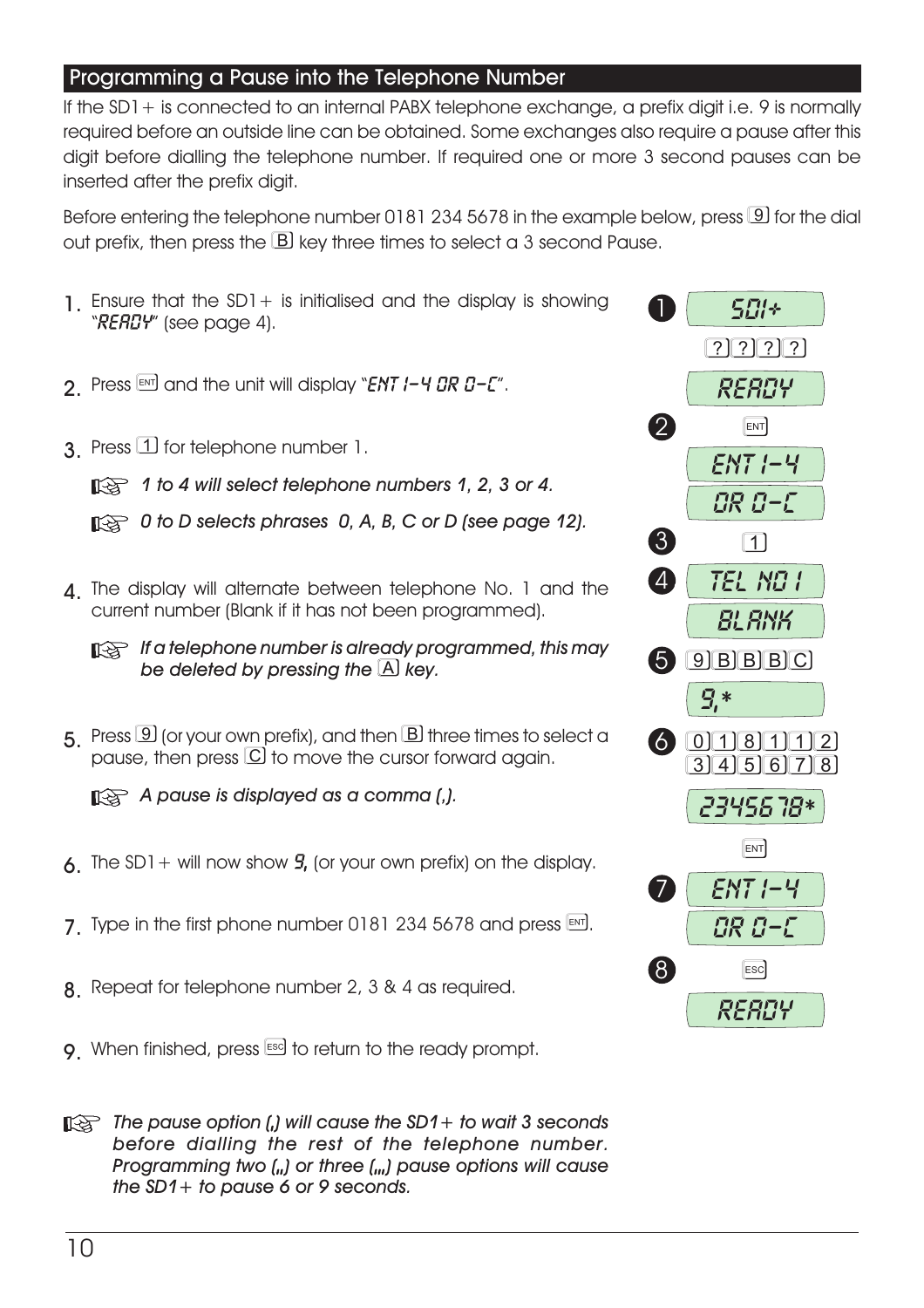## Programming a Pause into the Telephone Number

If the SD1+ is connected to an internal PABX telephone exchange, a prefix digit i.e. 9 is normally required before an outside line can be obtained. Some exchanges also require a pause after this digit before dialling the telephone number. If required one or more 3 second pauses can be inserted after the prefix digit.

Before entering the telephone number 0181 234 5678 in the example below, press [9] for the dial out prefix, then press the [B] key three times to select a 3 second Pause.

1. Ensure that the SD1+ is initialised and the display is showing "READY" (see page 4).
2. Press [ENT] and the unit will display "ENT 1-4 OR 0-C".
3. Press [1] for telephone number 1.

   ☞ *1 to 4 will select telephone numbers 1, 2, 3 or 4.*

   ☞ *0 to D selects phrases 0, A, B, C or D (see page 12).*

4. The display will alternate between telephone No. 1 and the current number (Blank if it has not been programmed).

   ☞ *If a telephone number is already programmed, this may be deleted by pressing the [A] key.*

5. Press [9] (or your own prefix), and then [B] three times to select a pause, then press [C] to move the cursor forward again.

   ☞ *A pause is displayed as a comma (,).*

6. The SD1+ will now show **9,** (or your own prefix) on the display.
7. Type in the first phone number 0181 234 5678 and press [ENT].
8. Repeat for telephone number 2, 3 & 4 as required.
9. When finished, press [ESC] to return to the ready prompt.

☞ *The pause option (,) will cause the SD1+ to wait 3 seconds before dialling the rest of the telephone number. Programming two (,,) or three (,,,) pause options will cause the SD1+ to pause 6 or 9 seconds.*

1. SD1+ — [?][?][?][?] — READY
2. [ENT] — ENT 1-4 / OR 0-C
3. [1]
4. TEL NO 1 / BLANK
5. [9][B][B][B][C] — 9,*
6. [0][1][8][1][1][2] [3][4][5][6][7][8] — 2345678* — [ENT]
7. ENT 1-4 / OR 0-C
8. [ESC] — READY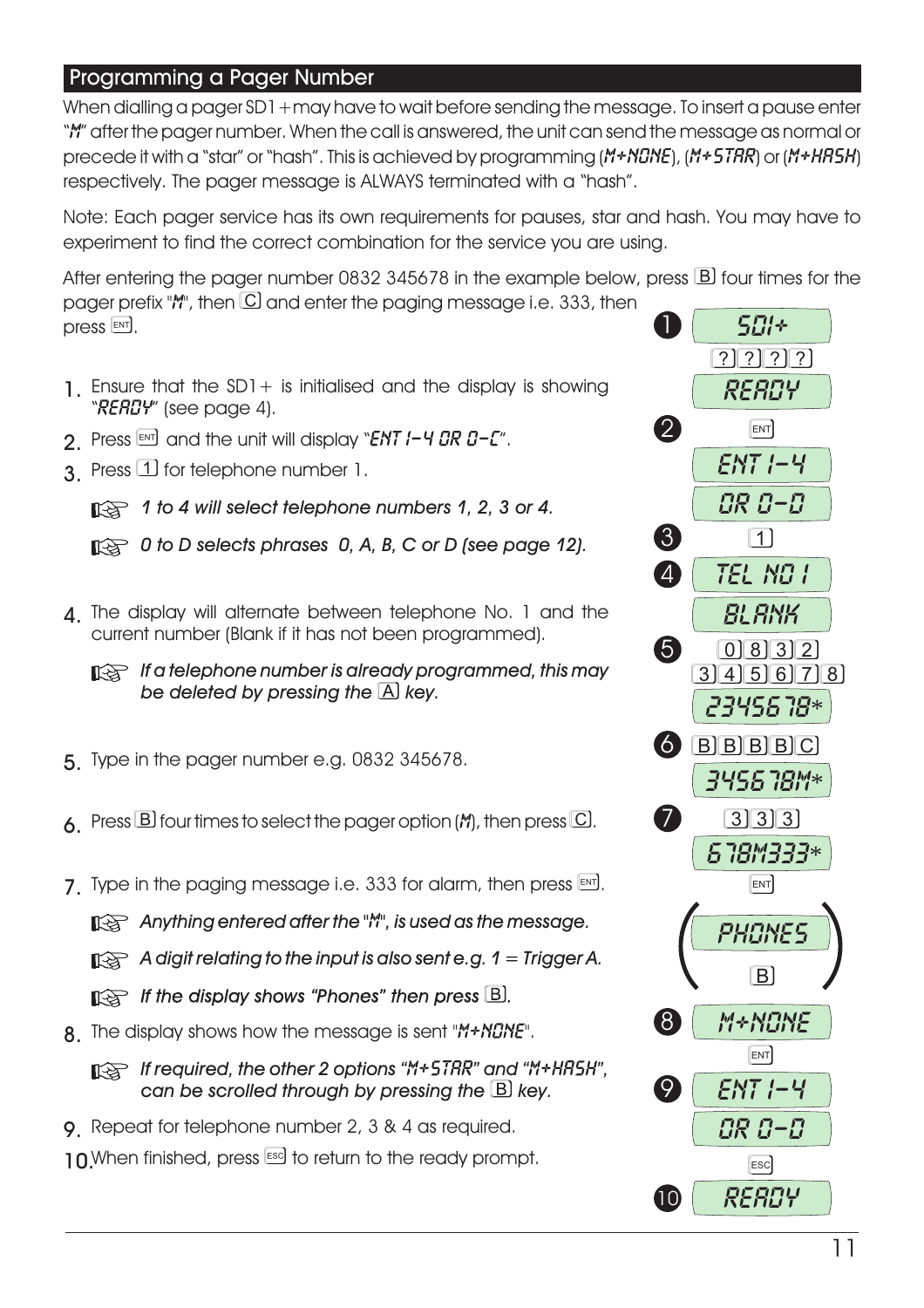## Programming a Pager Number

When dialling a pager SD1+may have to wait before sending the message. To insert a pause enter "M" after the pager number. When the call is answered, the unit can send the message as normal or precede it with a "star" or "hash". This is achieved by programming (M+NONE), (M+STAR) or (M+HASH) respectively. The pager message is ALWAYS terminated with a "hash".

Note: Each pager service has its own requirements for pauses, star and hash. You may have to experiment to find the correct combination for the service you are using.

After entering the pager number 0832 345678 in the example below, press B four times for the pager prefix "M", then C and enter the paging message i.e. 333, then press ENT.

1. Ensure that the SD1+ is initialised and the display is showing "READY" (see page 4).
2. Press ENT and the unit will display "ENT 1-4 OR 0-C".
3. Press 1 for telephone number 1.

   ☞ *1 to 4 will select telephone numbers 1, 2, 3 or 4.*

   ☞ *0 to D selects phrases 0, A, B, C or D (see page 12).*

4. The display will alternate between telephone No. 1 and the current number (Blank if it has not been programmed).

   ☞ *If a telephone number is already programmed, this may be deleted by pressing the A key.*

5. Type in the pager number e.g. 0832 345678.
6. Press B four times to select the pager option (M), then press C.
7. Type in the paging message i.e. 333 for alarm, then press ENT.

   ☞ *Anything entered after the "M", is used as the message.*

   ☞ *A digit relating to the input is also sent e.g. 1 = Trigger A.*

   ☞ *If the display shows "Phones" then press B.*

8. The display shows how the message is sent "M+NONE".

   ☞ *If required, the other 2 options "M+STAR" and "M+HASH", can be scrolled through by pressing the B key.*

9. Repeat for telephone number 2, 3 & 4 as required.
10. When finished, press ESC to return to the ready prompt.

| Step | Keys | Display |
|---|---|---|
| 1 | ? ? ? ? | SD1+ / READY |
| 2 | ENT | ENT 1-4 / OR 0-D |
| 3 | 1 | |
| 4 | | TEL NO 1 / BLANK |
| 5 | 0 8 3 2 3 4 5 6 7 8 | 2345678* |
| 6 | B B B B C | 345678M* |
| 7 | 3 3 3 | 678M333* |
| | ENT | (PHONES, then B) |
| 8 | | M+NONE |
| | ENT | |
| 9 | | ENT 1-4 / OR 0-D |
| | ESC | |
| 10 | | READY |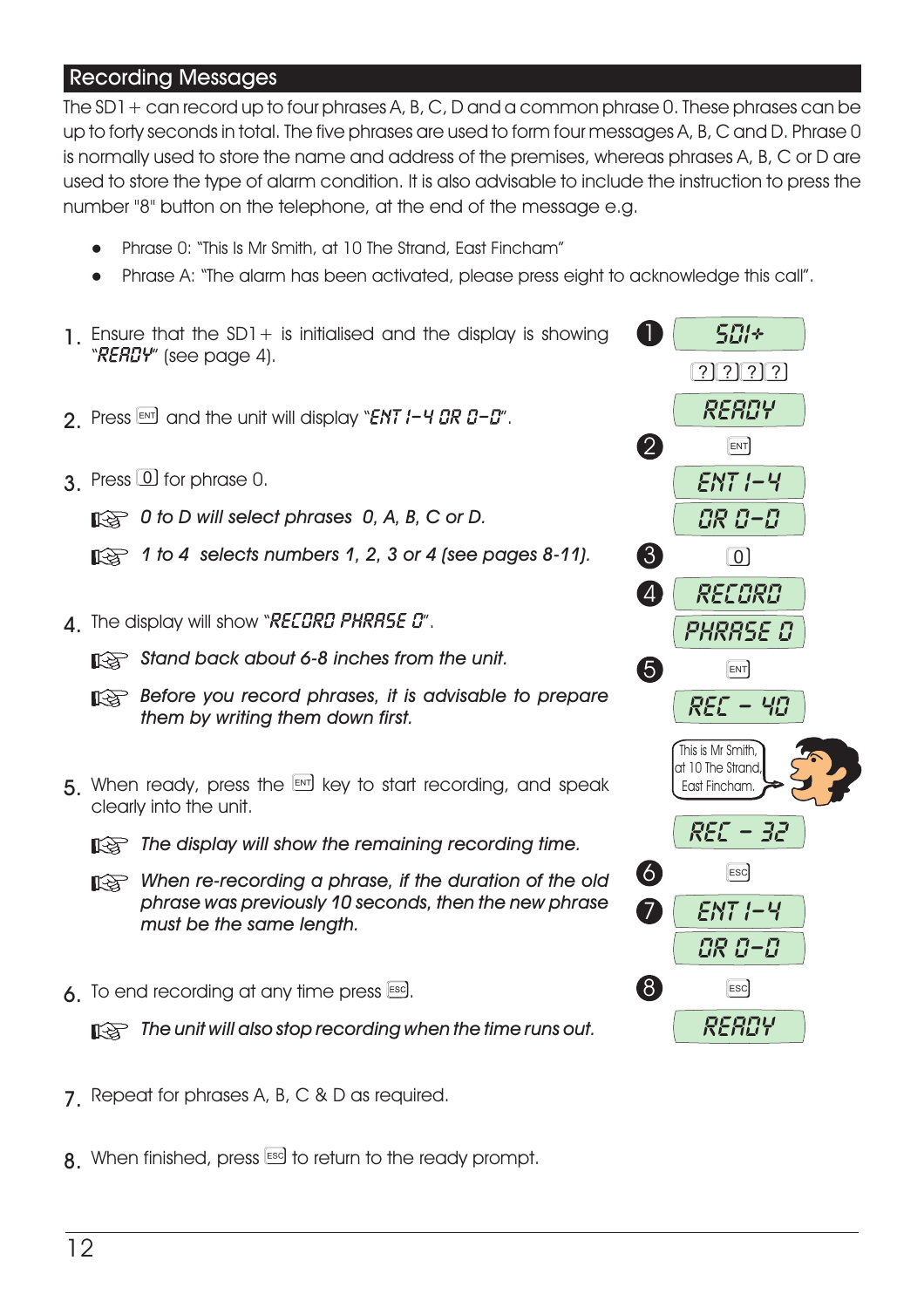## Recording Messages

The SD1+ can record up to four phrases A, B, C, D and a common phrase 0. These phrases can be up to forty seconds in total. The five phrases are used to form four messages A, B, C and D. Phrase 0 is normally used to store the name and address of the premises, whereas phrases A, B, C or D are used to store the type of alarm condition. It is also advisable to include the instruction to press the number "8" button on the telephone, at the end of the message e.g.

- Phrase 0: "This Is Mr Smith, at 10 The Strand, East Fincham"
- Phrase A: "The alarm has been activated, please press eight to acknowledge this call".

1. Ensure that the SD1+ is initialised and the display is showing "READY" (see page 4).

2. Press [ENT] and the unit will display "ENT 1-4 OR 0-D".

3. Press [0] for phrase 0.

   ☞ *0 to D will select phrases 0, A, B, C or D.*

   ☞ *1 to 4 selects numbers 1, 2, 3 or 4 (see pages 8-11).*

4. The display will show "RECORD PHRASE 0".

   ☞ *Stand back about 6-8 inches from the unit.*

   ☞ *Before you record phrases, it is advisable to prepare them by writing them down first.*

5. When ready, press the [ENT] key to start recording, and speak clearly into the unit.

   ☞ *The display will show the remaining recording time.*

   ☞ *When re-recording a phrase, if the duration of the old phrase was previously 10 seconds, then the new phrase must be the same length.*

6. To end recording at any time press [ESC].

   ☞ *The unit will also stop recording when the time runs out.*

7. Repeat for phrases A, B, C & D as required.

8. When finished, press [ESC] to return to the ready prompt.

❶ SD1+ → [?][?][?][?] → READY

❷ [ENT] → ENT 1-4 / OR 0-D

❸ [0]

❹ RECORD / PHRASE 0

❺ [ENT] → REC - 40 → "This is Mr Smith, at 10 The Strand, East Fincham." → REC - 32

❻ [ESC]

❼ ENT 1-4 / OR 0-D

❽ [ESC] → READY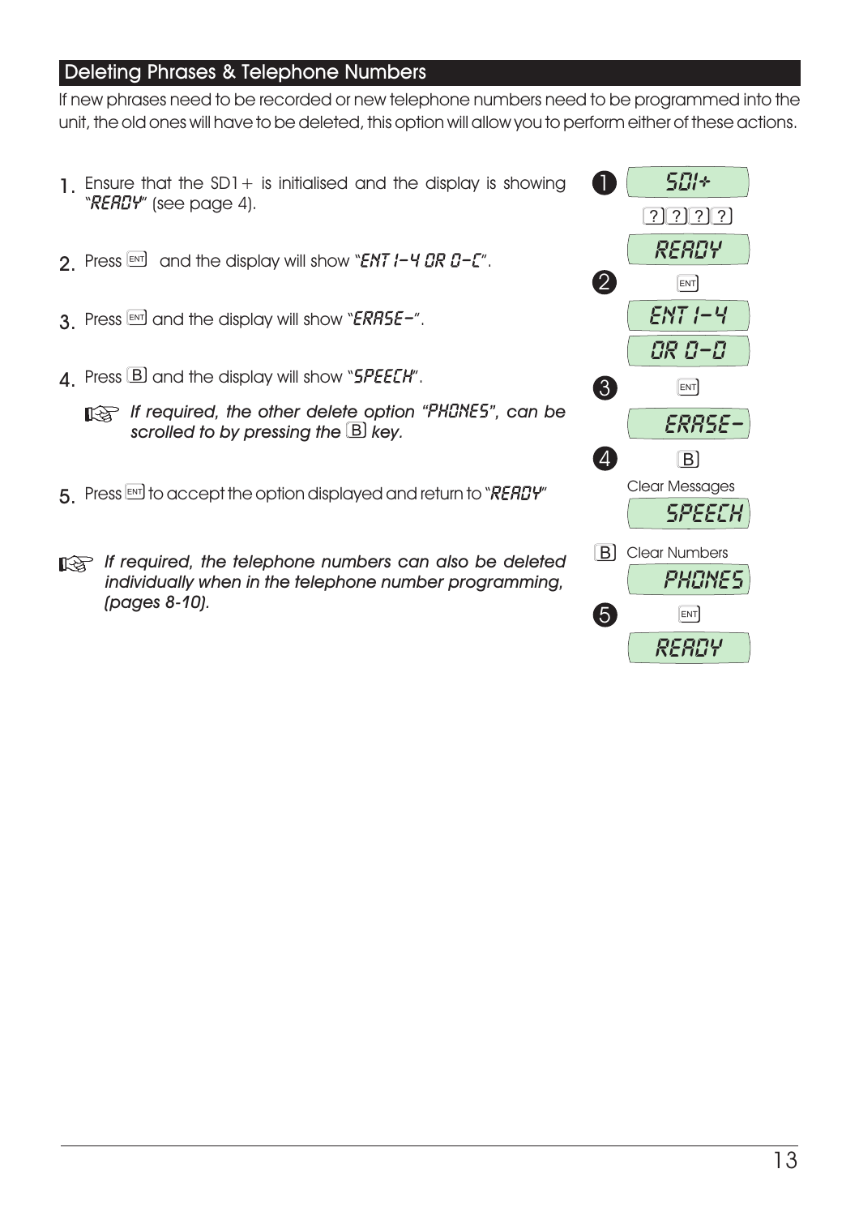## Deleting Phrases & Telephone Numbers

If new phrases need to be recorded or new telephone numbers need to be programmed into the unit, the old ones will have to be deleted, this option will allow you to perform either of these actions.

1. Ensure that the SD1+ is initialised and the display is showing "*READY*" (see page 4).

2. Press [ENT] and the display will show "*ENT 1-4 OR 0-C*".

3. Press [ENT] and the display will show "*ERASE-*".

4. Press [B] and the display will show "*SPEECH*".

   ☞ *If required, the other delete option "PHONES", can be scrolled to by pressing the [B] key.*

5. Press [ENT] to accept the option displayed and return to "*READY*"

☞ *If required, the telephone numbers can also be deleted individually when in the telephone number programming, (pages 8-10).*

1. SD1+
   ? ? ? ?
   READY
2. [ENT]
   ENT 1-4
   OR 0-D
3. [ENT]
   ERASE-
4. [B]
   Clear Messages
   SPEECH
   [B] Clear Numbers
   PHONES
5. [ENT]
   READY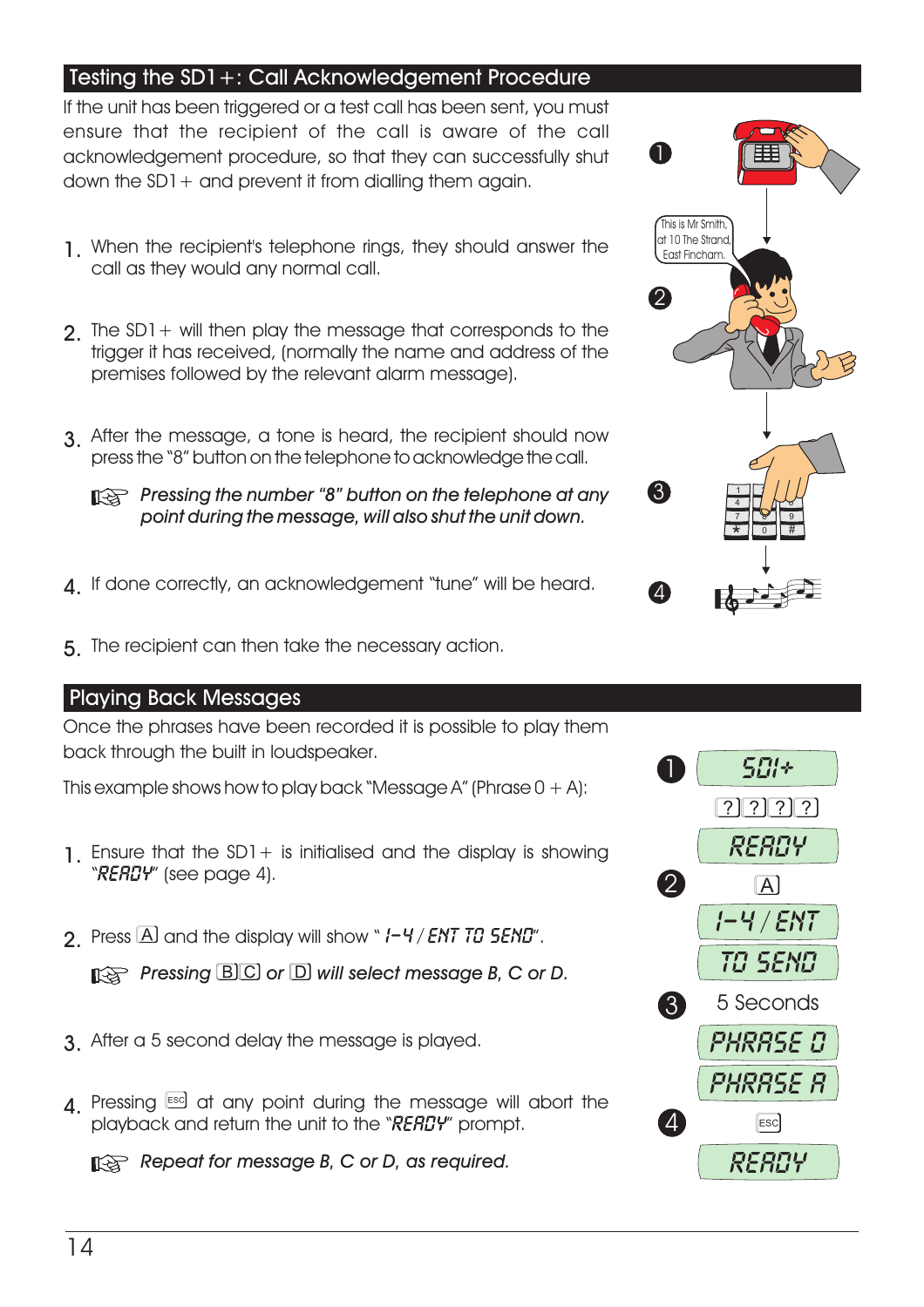## Testing the SD1+: Call Acknowledgement Procedure

If the unit has been triggered or a test call has been sent, you must ensure that the recipient of the call is aware of the call acknowledgement procedure, so that they can successfully shut down the SD1+ and prevent it from dialling them again.

1. When the recipient's telephone rings, they should answer the call as they would any normal call.

2. The SD1+ will then play the message that corresponds to the trigger it has received, (normally the name and address of the premises followed by the relevant alarm message).

3. After the message, a tone is heard, the recipient should now press the "8" button on the telephone to acknowledge the call.

   *Pressing the number "8" button on the telephone at any point during the message, will also shut the unit down.*

4. If done correctly, an acknowledgement "tune" will be heard.

5. The recipient can then take the necessary action.

## Playing Back Messages

Once the phrases have been recorded it is possible to play them back through the built in loudspeaker.

This example shows how to play back "Message A" (Phrase 0 + A):

1. Ensure that the SD1+ is initialised and the display is showing "READY" (see page 4).

2. Press [A] and the display will show "1-4 / ENT TO SEND".

   *Pressing [B][C] or [D] will select message B, C or D.*

3. After a 5 second delay the message is played.

4. Pressing [ESC] at any point during the message will abort the playback and return the unit to the "READY" prompt.

   *Repeat for message B, C or D, as required.*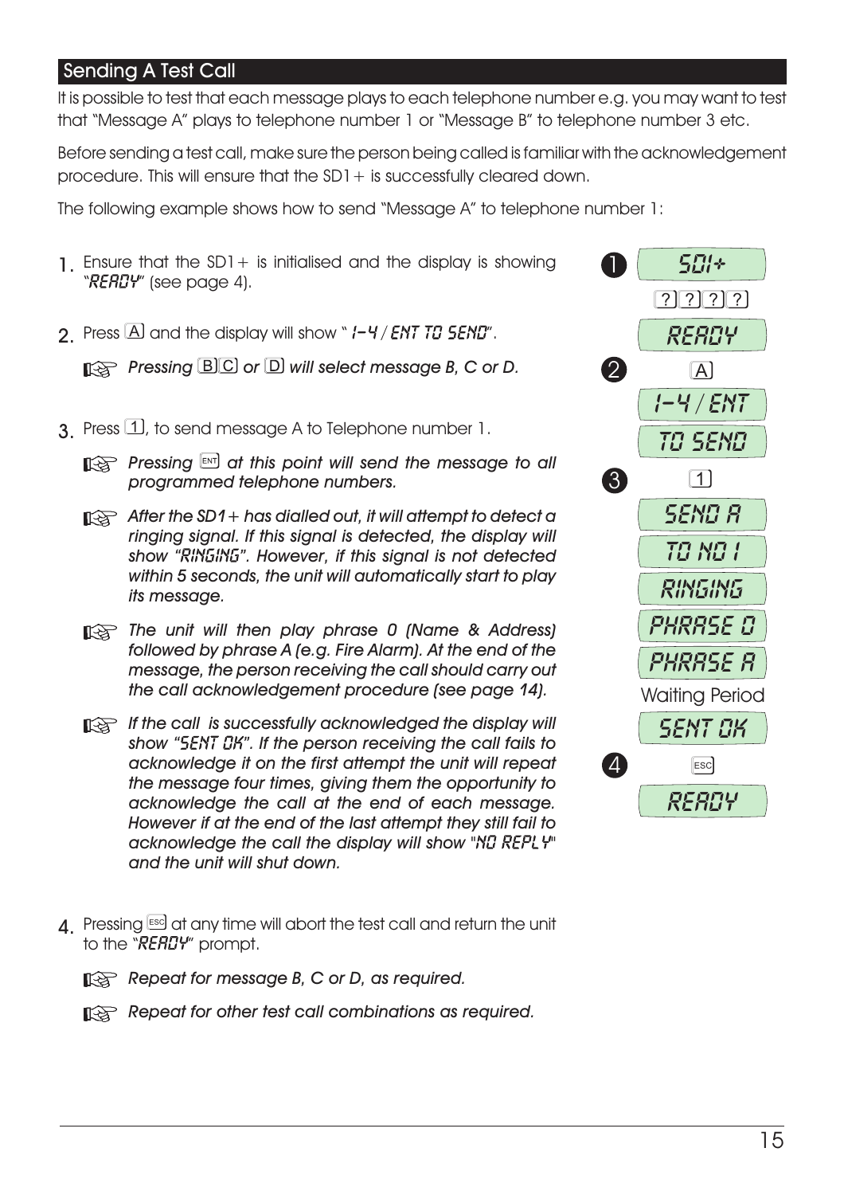## Sending A Test Call

It is possible to test that each message plays to each telephone number e.g. you may want to test that "Message A" plays to telephone number 1 or "Message B" to telephone number 3 etc.

Before sending a test call, make sure the person being called is familiar with the acknowledgement procedure. This will ensure that the SD1+ is successfully cleared down.

The following example shows how to send "Message A" to telephone number 1:

1. Ensure that the SD1+ is initialised and the display is showing "READY" (see page 4).

2. Press A and the display will show "1-4 / ENT TO SEND".

   ☞ *Pressing B C or D will select message B, C or D.*

3. Press 1, to send message A to Telephone number 1.

   ☞ *Pressing ENT at this point will send the message to all programmed telephone numbers.*

   ☞ *After the SD1+ has dialled out, it will attempt to detect a ringing signal. If this signal is detected, the display will show "RINGING". However, if this signal is not detected within 5 seconds, the unit will automatically start to play its message.*

   ☞ *The unit will then play phrase 0 (Name & Address) followed by phrase A (e.g. Fire Alarm). At the end of the message, the person receiving the call should carry out the call acknowledgement procedure (see page 14).*

   ☞ *If the call is successfully acknowledged the display will show "SENT OK". If the person receiving the call fails to acknowledge it on the first attempt the unit will repeat the message four times, giving them the opportunity to acknowledge the call at the end of each message. However if at the end of the last attempt they still fail to acknowledge the call the display will show "NO REPLY" and the unit will shut down.*

4. Pressing ESC at any time will abort the test call and return the unit to the "READY" prompt.

   ☞ *Repeat for message B, C or D, as required.*

   ☞ *Repeat for other test call combinations as required.*

1. SD1+
   ? ? ? ?
   READY
2. A
   1-4 / ENT
   TO SEND
3. 1
   SEND A
   TO NO 1
   RINGING
   PHRASE 0
   PHRASE A
   Waiting Period
   SENT OK
4. ESC
   READY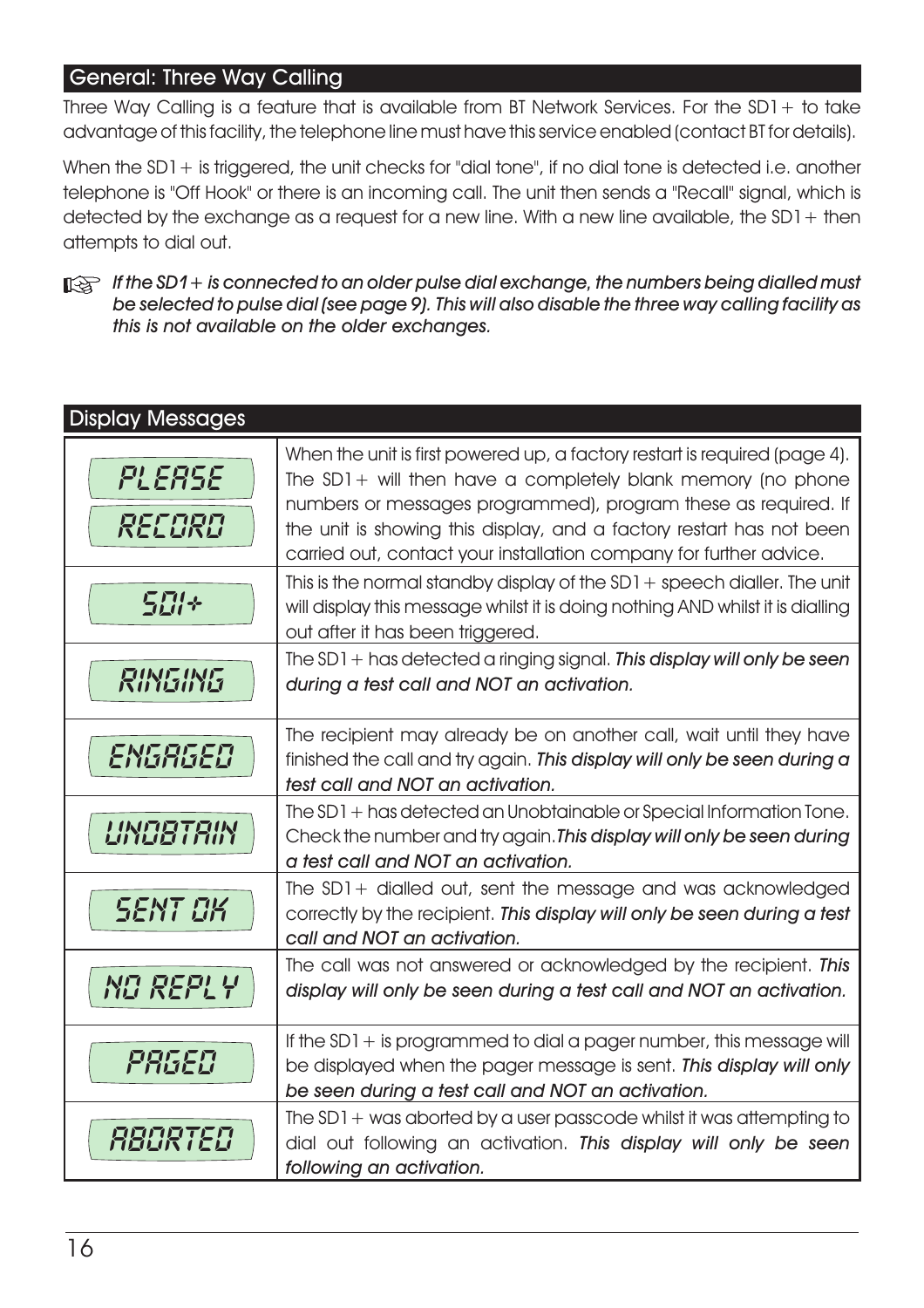## General: Three Way Calling

Three Way Calling is a feature that is available from BT Network Services. For the SD1+ to take advantage of this facility, the telephone line must have this service enabled (contact BT for details).

When the SD1+ is triggered, the unit checks for "dial tone", if no dial tone is detected i.e. another telephone is "Off Hook" or there is an incoming call. The unit then sends a "Recall" signal, which is detected by the exchange as a request for a new line. With a new line available, the SD1+ then attempts to dial out.

☞ *If the SD1+ is connected to an older pulse dial exchange, the numbers being dialled must be selected to pulse dial (see page 9). This will also disable the three way calling facility as this is not available on the older exchanges.*

## Display Messages

| Display | Description |
|---|---|
| PLEASE RECORD | When the unit is first powered up, a factory restart is required (page 4). The SD1+ will then have a completely blank memory (no phone numbers or messages programmed), program these as required. If the unit is showing this display, and a factory restart has not been carried out, contact your installation company for further advice. |
| SD1+ | This is the normal standby display of the SD1+ speech dialler. The unit will display this message whilst it is doing nothing AND whilst it is dialling out after it has been triggered. |
| RINGING | The SD1+ has detected a ringing signal. *This display will only be seen during a test call and NOT an activation.* |
| ENGAGED | The recipient may already be on another call, wait until they have finished the call and try again. *This display will only be seen during a test call and NOT an activation.* |
| UNOBTAIN | The SD1+ has detected an Unobtainable or Special Information Tone. Check the number and try again. *This display will only be seen during a test call and NOT an activation.* |
| SENT OK | The SD1+ dialled out, sent the message and was acknowledged correctly by the recipient. *This display will only be seen during a test call and NOT an activation.* |
| NO REPLY | The call was not answered or acknowledged by the recipient. *This display will only be seen during a test call and NOT an activation.* |
| PAGED | If the SD1+ is programmed to dial a pager number, this message will be displayed when the pager message is sent. *This display will only be seen during a test call and NOT an activation.* |
| ABORTED | The SD1+ was aborted by a user passcode whilst it was attempting to dial out following an activation. *This display will only be seen following an activation.* |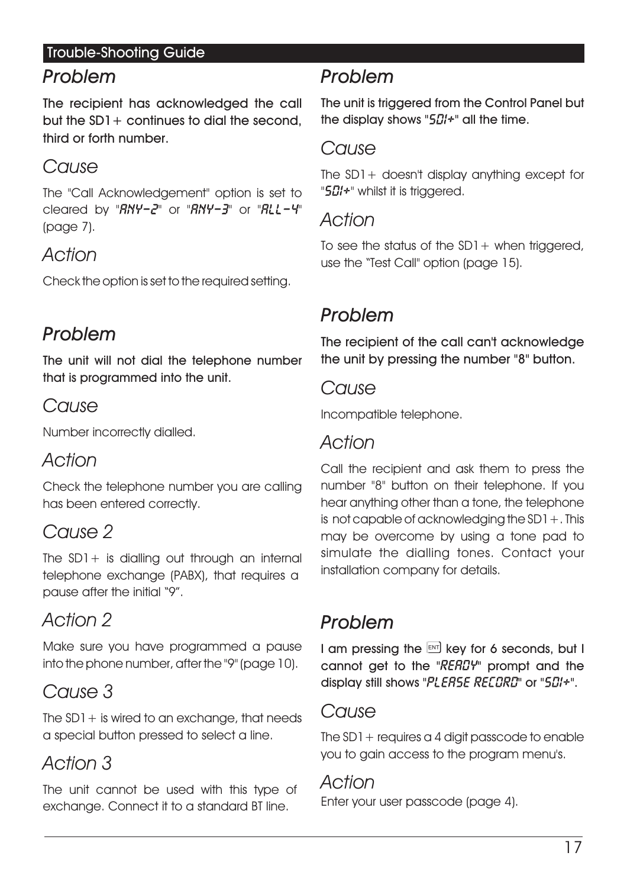## Trouble-Shooting Guide

### Problem

**The recipient has acknowledged the call but the SD1+ continues to dial the second, third or forth number.**

### Cause

The "Call Acknowledgement" option is set to cleared by "ANY-2" or "ANY-3" or "ALL-4" (page 7).

### Action

Check the option is set to the required setting.

### Problem

**The unit will not dial the telephone number that is programmed into the unit.**

### Cause

Number incorrectly dialled.

### Action

Check the telephone number you are calling has been entered correctly.

### Cause 2

The SD1+ is dialling out through an internal telephone exchange (PABX), that requires a pause after the initial "9".

### Action 2

Make sure you have programmed a pause into the phone number, after the "9" (page 10).

### Cause 3

The SD1+ is wired to an exchange, that needs a special button pressed to select a line.

### Action 3

The unit cannot be used with this type of exchange. Connect it to a standard BT line.

### Problem

**The unit is triggered from the Control Panel but the display shows "SD1+" all the time.**

### Cause

The SD1+ doesn't display anything except for "SD1+" whilst it is triggered.

### Action

To see the status of the SD1+ when triggered, use the "Test Call" option (page 15).

### Problem

**The recipient of the call can't acknowledge the unit by pressing the number "8" button.**

### Cause

Incompatible telephone.

### Action

Call the recipient and ask them to press the number "8" button on their telephone. If you hear anything other than a tone, the telephone is not capable of acknowledging the SD1+. This may be overcome by using a tone pad to simulate the dialling tones. Contact your installation company for details.

### Problem

**I am pressing the ENT key for 6 seconds, but I cannot get to the "READY" prompt and the display still shows "PLEASE RECORD" or "SD1+".**

### Cause

The SD1+ requires a 4 digit passcode to enable you to gain access to the program menu's.

### Action

Enter your user passcode (page 4).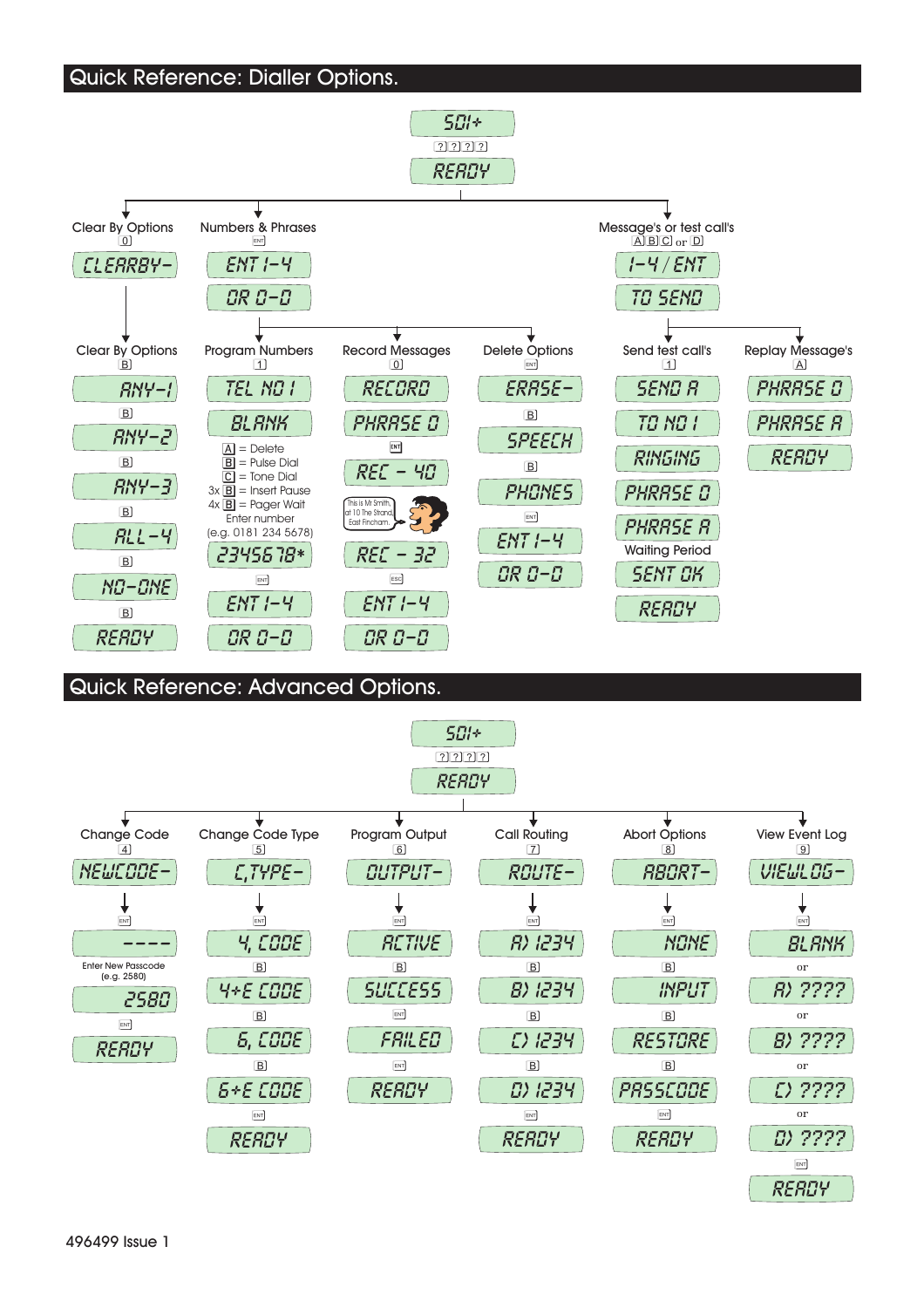## Quick Reference: Dialler Options.

SDI+

? ? ? ?

READY

**Clear By Options** [0]

CLEARBY-

**Clear By Options** [B]

ANY-1

[B]

ANY-2

[B]

ANY-3

[B]

ALL-4

[B]

NO-ONE

[B]

READY

**Numbers & Phrases** [ENT]

ENT 1-4

OR 0-0

**Program Numbers** [1]

TEL NO 1

BLANK

[A] = Delete
[B] = Pulse Dial
[C] = Tone Dial
3x [B] = Insert Pause
4x [B] = Pager Wait
Enter number
(e.g. 0181 234 5678)

2345678*

[ENT]

ENT 1-4

OR 0-0

**Record Messages** [0]

RECORD

PHRASE 0

[ENT]

REC - 40

This is Mr Smith, at 10 The Strand, East Fincham.

REC - 32

[ESC]

ENT 1-4

OR 0-0

**Delete Options** [ENT]

ERASE-

[B]

SPEECH

[B]

PHONES

[ENT]

ENT 1-4

OR 0-0

**Message's or test call's** [A] [B] [C] or [D]

1-4 / ENT

TO SEND

**Send test call's** [1]

SEND A

TO NO 1

RINGING

PHRASE 0

PHRASE A

Waiting Period

SENT OK

READY

**Replay Message's** [A]

PHRASE 0

PHRASE A

READY

## Quick Reference: Advanced Options.

SDI+

? ? ? ?

READY

**Change Code** [4]

NEWCODE-

[ENT]

----

Enter New Passcode (e.g. 2580)

2580

[ENT]

READY

**Change Code Type** [5]

C,TYPE-

[ENT]

4, CODE

[B]

4+E CODE

[B]

6, CODE

[B]

6+E CODE

[ENT]

READY

**Program Output** [6]

OUTPUT-

[ENT]

ACTIVE

[B]

SUCCESS

[ENT]

FAILED

[ENT]

READY

**Call Routing** [7]

ROUTE-

[ENT]

A) 1234

[B]

B) 1234

[B]

C) 1234

[B]

D) 1234

[ENT]

READY

**Abort Options** [8]

ABORT-

[ENT]

NONE

[B]

INPUT

[B]

RESTORE

[B]

PASSCODE

[ENT]

READY

**View Event Log** [9]

VIEWLOG-

[ENT]

BLANK

or

A) ????

or

B) ????

or

C) ????

or

D) ????

[ENT]

READY

496499 Issue 1